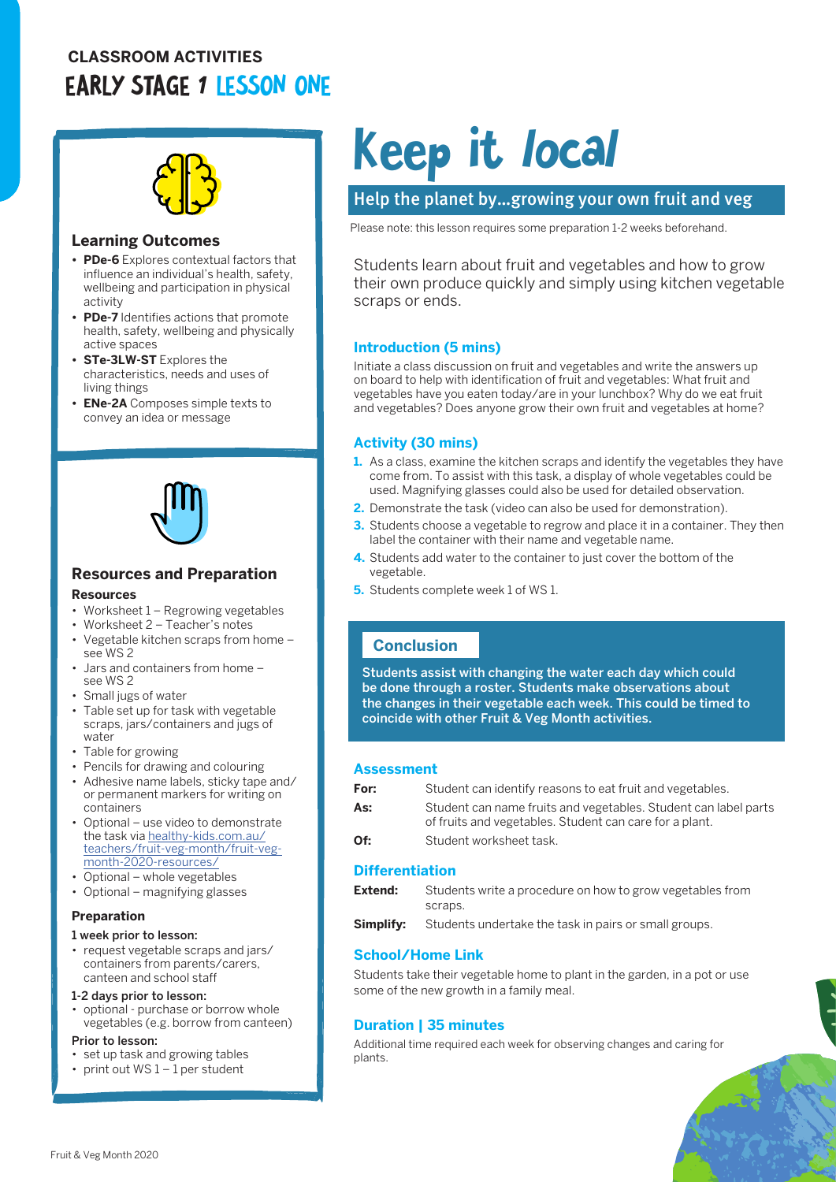**CLASSROOM ACTIVITIES**

EARLY STAGE 1 LESSON ONE

# Keep it *local*

## Help the planet by...growing your own fruit and veg

Please note: this lesson requires some preparation 1-2 weeks beforehand.

Students learn about fruit and vegetables and how to grow their own produce quickly and simply using kitchen vegetable scraps or ends.

### Introduction (5 mins)

Initiate a class discussion on fruit and vegetables and write the answers up on board to help with identification of fruit and vegetables: What fruit and vegetables have you eaten today/are in your lunchbox? Why do we eat fruit and vegetables? Does anyone grow their own fruit and vegetables at home?

### Activity (30 mins)

1. As a class, examine the kitchen scraps and identify the vegetables they have come from. To assist with this task, a display of whole vegetables could be used. Magnifying glasses could also be used for detailed observation.
2. Demonstrate the task (video can also be used for demonstration).
3. Students choose a vegetable to regrow and place it in a container. They then label the container with their name and vegetable name.
4. Students add water to the container to just cover the bottom of the vegetable.
5. Students complete week 1 of WS 1.

### Conclusion

**Students assist with changing the water each day which could be done through a roster. Students make observations about the changes in their vegetable each week. This could be timed to coincide with other Fruit & Veg Month activities.**

### Assessment

**For:** Student can identify reasons to eat fruit and vegetables.

**As:** Student can name fruits and vegetables. Student can label parts of fruits and vegetables. Student can care for a plant.

**Of:** Student worksheet task.

### Differentiation

**Extend:** Students write a procedure on how to grow vegetables from scraps.

**Simplify:** Students undertake the task in pairs or small groups.

### School/Home Link

Students take their vegetable home to plant in the garden, in a pot or use some of the new growth in a family meal.

### Duration | 35 minutes

Additional time required each week for observing changes and caring for plants.

## Learning Outcomes

- **PDe-6** Explores contextual factors that influence an individual's health, safety, wellbeing and participation in physical activity
- **PDe-7** Identifies actions that promote health, safety, wellbeing and physically active spaces
- **STe-3LW-ST** Explores the characteristics, needs and uses of living things
- **ENe-2A** Composes simple texts to convey an idea or message

## Resources and Preparation

### Resources

- Worksheet 1 – Regrowing vegetables
- Worksheet 2 – Teacher's notes
- Vegetable kitchen scraps from home – see WS 2
- Jars and containers from home – see WS 2
- Small jugs of water
- Table set up for task with vegetable scraps, jars/containers and jugs of water
- Table for growing
- Pencils for drawing and colouring
- Adhesive name labels, sticky tape and/ or permanent markers for writing on containers
- Optional – use video to demonstrate the task via healthy-kids.com.au/teachers/fruit-veg-month/fruit-veg-month-2020-resources/
- Optional – whole vegetables
- Optional – magnifying glasses

### Preparation

**1 week prior to lesson:**

- request vegetable scraps and jars/ containers from parents/carers, canteen and school staff

**1-2 days prior to lesson:**

- optional - purchase or borrow whole vegetables (e.g. borrow from canteen)

**Prior to lesson:**

- set up task and growing tables
- print out WS 1 – 1 per student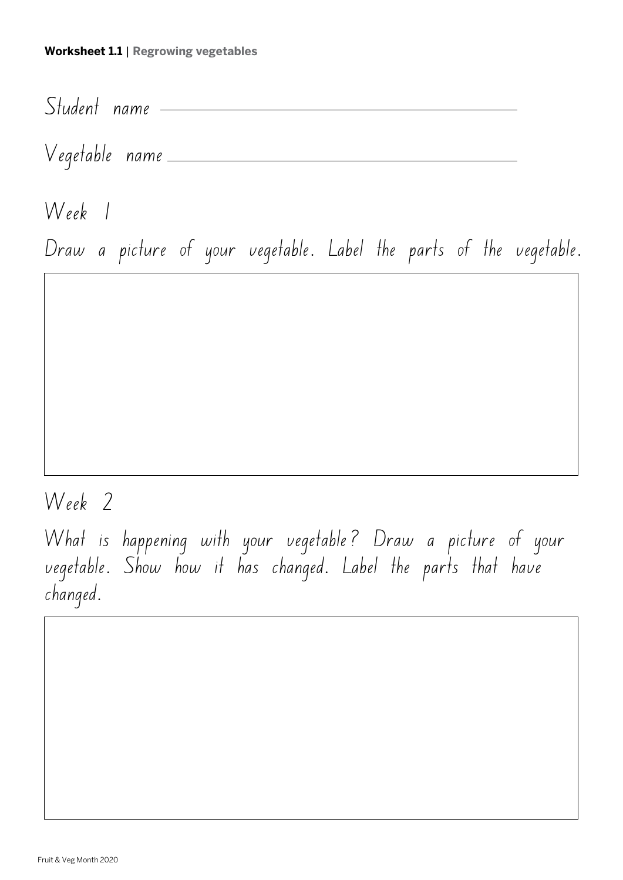**Worksheet 1.1** | **Regrowing vegetables**

Student name \_\_\_\_\_\_\_\_\_\_\_\_\_\_\_\_\_\_\_\_\_\_\_\_\_\_\_\_\_\_\_\_\_\_\_\_\_\_\_\_

Vegetable name \_\_\_\_\_\_\_\_\_\_\_\_\_\_\_\_\_\_\_\_\_\_\_\_\_\_\_\_\_\_\_\_\_\_\_\_\_\_\_\_

## Week 1

Draw a picture of your vegetable. Label the parts of the vegetable.

## Week 2

What is happening with your vegetable? Draw a picture of your vegetable. Show how it has changed. Label the parts that have changed.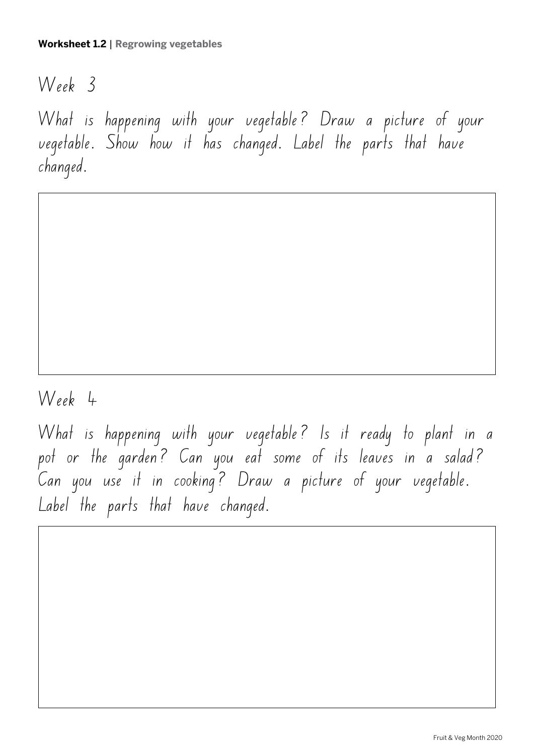**Worksheet 1.2** | **Regrowing vegetables**

## Week 3

What is happening with your vegetable? Draw a picture of your vegetable. Show how it has changed. Label the parts that have changed.

## Week 4

What is happening with your vegetable? Is it ready to plant in a pot or the garden? Can you eat some of its leaves in a salad? Can you use it in cooking? Draw a picture of your vegetable. Label the parts that have changed.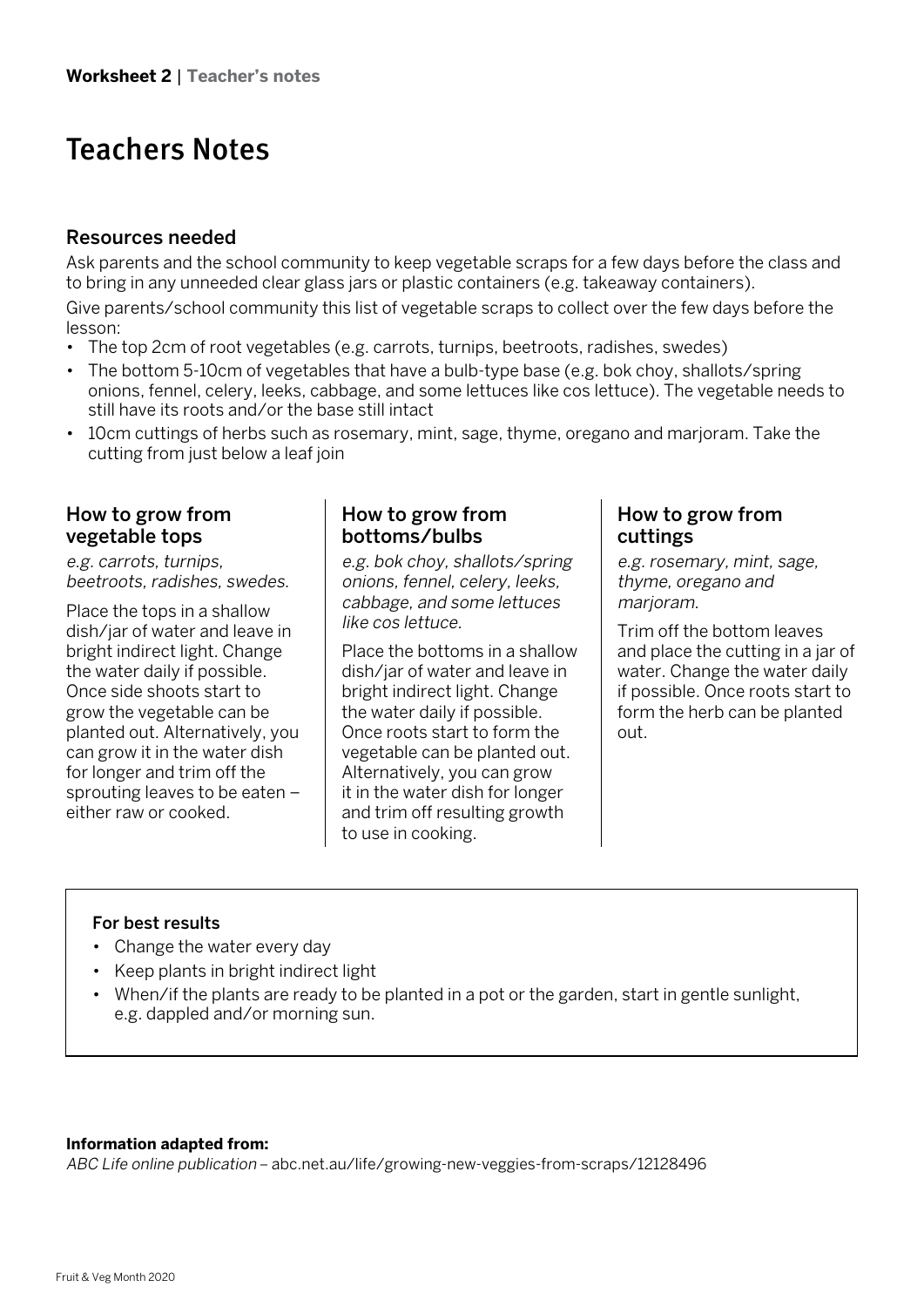**Worksheet 2** | **Teacher's notes**

# Teachers Notes

## Resources needed

Ask parents and the school community to keep vegetable scraps for a few days before the class and to bring in any unneeded clear glass jars or plastic containers (e.g. takeaway containers).

Give parents/school community this list of vegetable scraps to collect over the few days before the lesson:

- The top 2cm of root vegetables (e.g. carrots, turnips, beetroots, radishes, swedes)
- The bottom 5-10cm of vegetables that have a bulb-type base (e.g. bok choy, shallots/spring onions, fennel, celery, leeks, cabbage, and some lettuces like cos lettuce). The vegetable needs to still have its roots and/or the base still intact
- 10cm cuttings of herbs such as rosemary, mint, sage, thyme, oregano and marjoram. Take the cutting from just below a leaf join

## How to grow from vegetable tops

*e.g. carrots, turnips, beetroots, radishes, swedes.*

Place the tops in a shallow dish/jar of water and leave in bright indirect light. Change the water daily if possible. Once side shoots start to grow the vegetable can be planted out. Alternatively, you can grow it in the water dish for longer and trim off the sprouting leaves to be eaten – either raw or cooked.

## How to grow from bottoms/bulbs

*e.g. bok choy, shallots/spring onions, fennel, celery, leeks, cabbage, and some lettuces like cos lettuce.*

Place the bottoms in a shallow dish/jar of water and leave in bright indirect light. Change the water daily if possible. Once roots start to form the vegetable can be planted out. Alternatively, you can grow it in the water dish for longer and trim off resulting growth to use in cooking.

## How to grow from cuttings

*e.g. rosemary, mint, sage, thyme, oregano and marjoram.*

Trim off the bottom leaves and place the cutting in a jar of water. Change the water daily if possible. Once roots start to form the herb can be planted out.

**For best results**

- Change the water every day
- Keep plants in bright indirect light
- When/if the plants are ready to be planted in a pot or the garden, start in gentle sunlight, e.g. dappled and/or morning sun.

**Information adapted from:**

*ABC Life online publication* – abc.net.au/life/growing-new-veggies-from-scraps/12128496